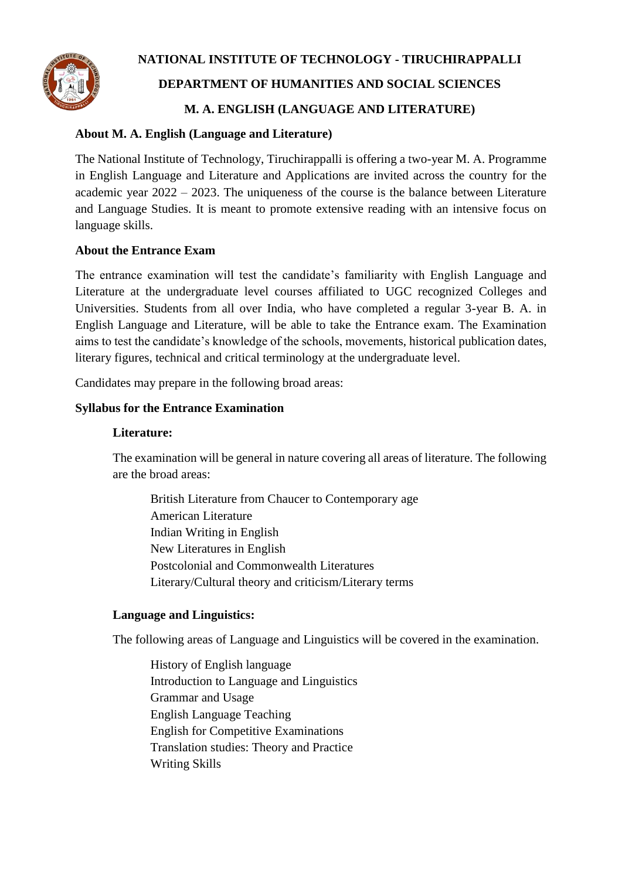# NATIONAL INSTITUTE OF TECHNOLOGY - TIRUCHIRAPPALLI

## DEPARTMENT OF HUMANITIES AND SOCIAL SCIENCES

## M. A. ENGLISH (LANGUAGE AND LITERATURE)

### About M. A. English (Language and Literature)

The National Institute of Technology, Tiruchirappalli is offering a two-year M. A. Programme in English Language and Literature and Applications are invited across the country for the academic year 2022 – 2023. The uniqueness of the course is the balance between Literature and Language Studies. It is meant to promote extensive reading with an intensive focus on language skills.

### About the Entrance Exam

The entrance examination will test the candidate's familiarity with English Language and Literature at the undergraduate level courses affiliated to UGC recognized Colleges and Universities. Students from all over India, who have completed a regular 3-year B. A. in English Language and Literature, will be able to take the Entrance exam. The Examination aims to test the candidate's knowledge of the schools, movements, historical publication dates, literary figures, technical and critical terminology at the undergraduate level.

Candidates may prepare in the following broad areas:

### Syllabus for the Entrance Examination

#### Literature:

The examination will be general in nature covering all areas of literature. The following are the broad areas:

- British Literature from Chaucer to Contemporary age
- American Literature
- Indian Writing in English
- New Literatures in English
- Postcolonial and Commonwealth Literatures
- Literary/Cultural theory and criticism/Literary terms

#### Language and Linguistics:

The following areas of Language and Linguistics will be covered in the examination.

- History of English language
- Introduction to Language and Linguistics
- Grammar and Usage
- English Language Teaching
- English for Competitive Examinations
- Translation studies: Theory and Practice
- Writing Skills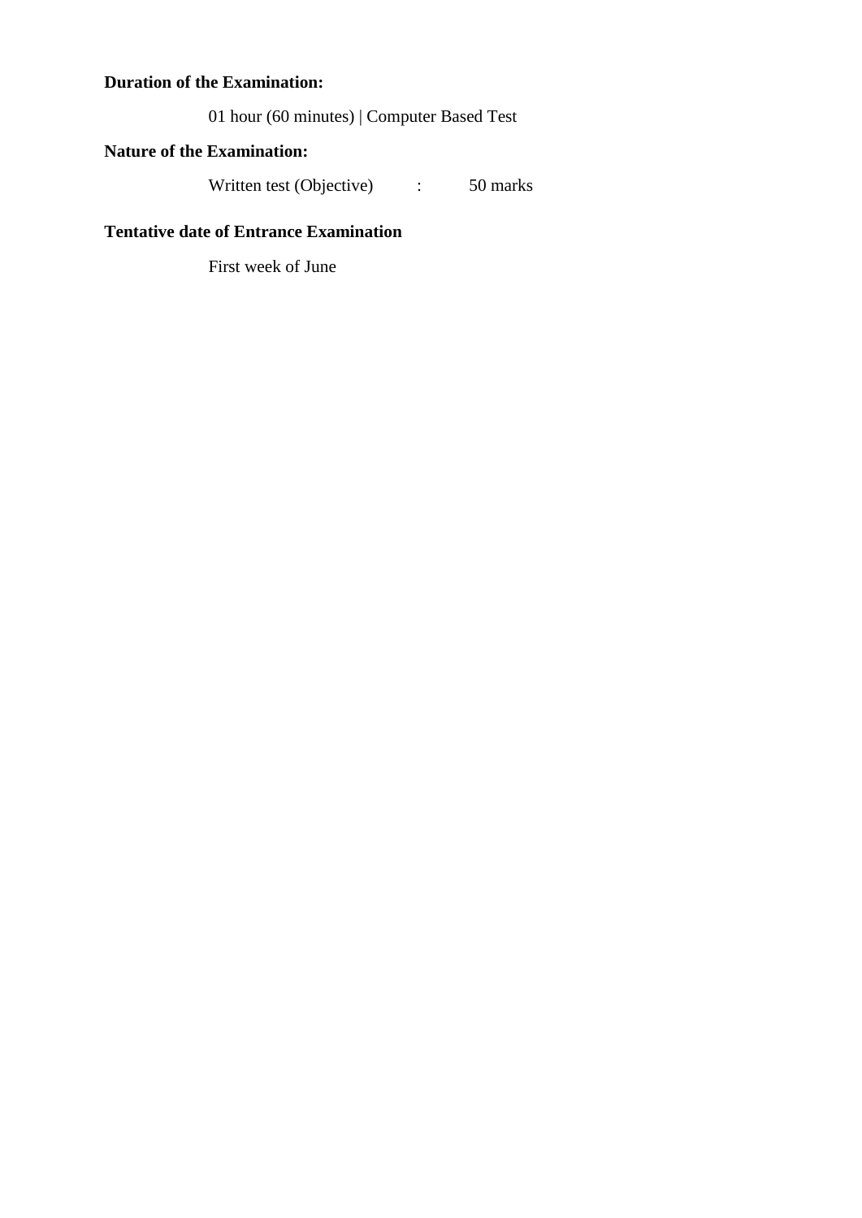**Duration of the Examination:**

01 hour (60 minutes) | Computer Based Test

**Nature of the Examination:**

Written test (Objective) : 50 marks

**Tentative date of Entrance Examination**

First week of June